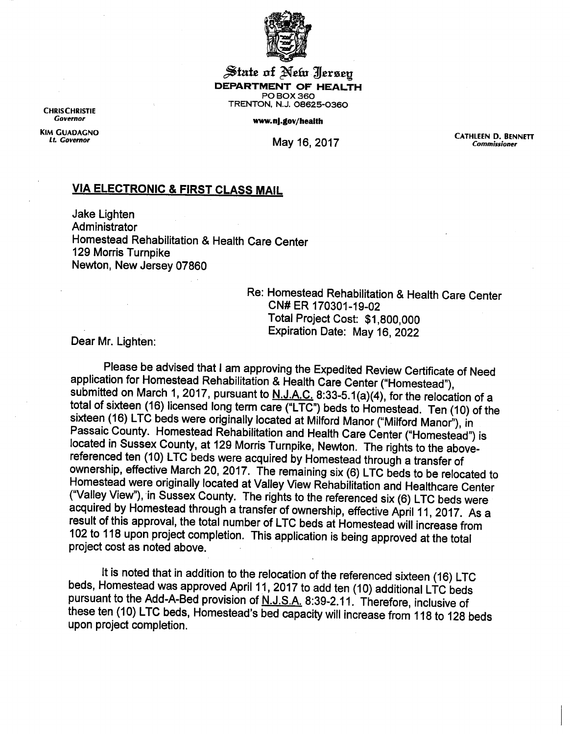State of New Jersey
**DEPARTMENT OF HEALTH**
PO BOX 360
TRENTON, N.J. 08625-0360

**CHRIS CHRISTIE**
*Governor*

**KIM GUADAGNO**
*Lt. Governor*

**www.nj.gov/health**

May 16, 2017

**CATHLEEN D. BENNETT**
*Commissioner*

**VIA ELECTRONIC & FIRST CLASS MAIL**

Jake Lighten
Administrator
Homestead Rehabilitation & Health Care Center
129 Morris Turnpike
Newton, New Jersey 07860

Re: Homestead Rehabilitation & Health Care Center
CN# ER 170301-19-02
Total Project Cost: $1,800,000
Expiration Date: May 16, 2022

Dear Mr. Lighten:

Please be advised that I am approving the Expedited Review Certificate of Need application for Homestead Rehabilitation & Health Care Center ("Homestead"), submitted on March 1, 2017, pursuant to N.J.A.C. 8:33-5.1(a)(4), for the relocation of a total of sixteen (16) licensed long term care ("LTC") beds to Homestead. Ten (10) of the sixteen (16) LTC beds were originally located at Milford Manor ("Milford Manor"), in Passaic County. Homestead Rehabilitation and Health Care Center ("Homestead") is located in Sussex County, at 129 Morris Turnpike, Newton. The rights to the above-referenced ten (10) LTC beds were acquired by Homestead through a transfer of ownership, effective March 20, 2017. The remaining six (6) LTC beds to be relocated to Homestead were originally located at Valley View Rehabilitation and Healthcare Center ("Valley View"), in Sussex County. The rights to the referenced six (6) LTC beds were acquired by Homestead through a transfer of ownership, effective April 11, 2017. As a result of this approval, the total number of LTC beds at Homestead will increase from 102 to 118 upon project completion. This application is being approved at the total project cost as noted above.

It is noted that in addition to the relocation of the referenced sixteen (16) LTC beds, Homestead was approved April 11, 2017 to add ten (10) additional LTC beds pursuant to the Add-A-Bed provision of N.J.S.A. 8:39-2.11. Therefore, inclusive of these ten (10) LTC beds, Homestead's bed capacity will increase from 118 to 128 beds upon project completion.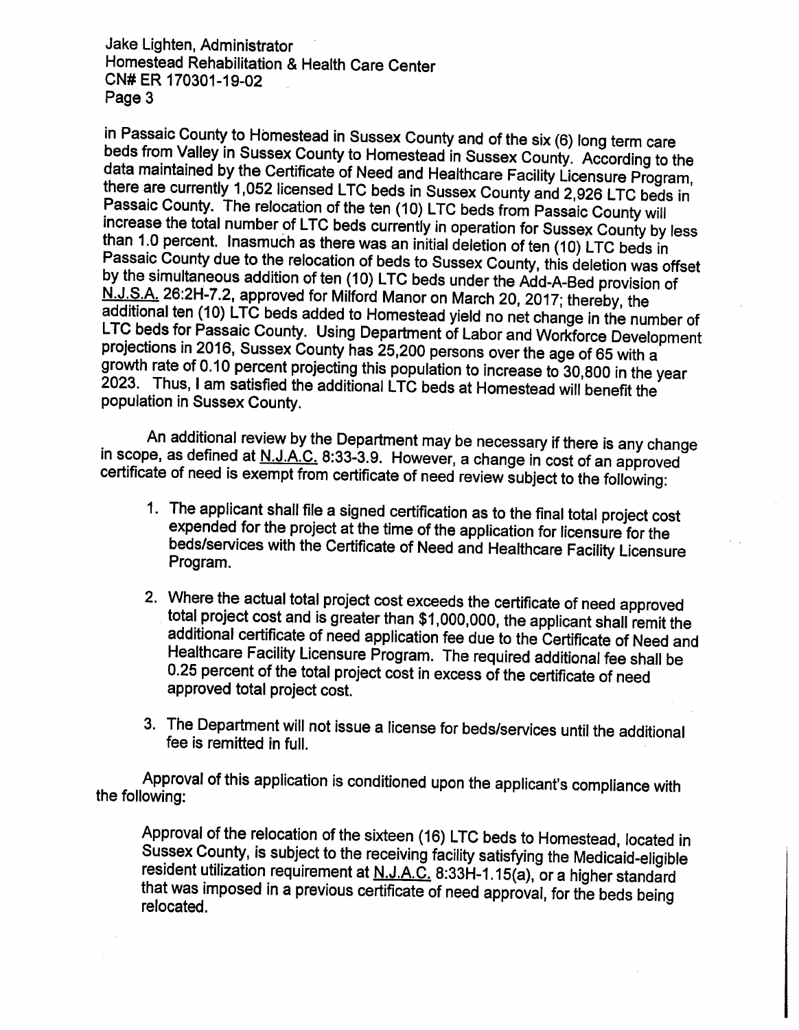in Passaic County to Homestead in Sussex County and of the six (6) long term care beds from Valley in Sussex County to Homestead in Sussex County. According to the data maintained by the Certificate of Need and Healthcare Facility Licensure Program, there are currently 1,052 licensed LTC beds in Sussex County and 2,926 LTC beds in Passaic County. The relocation of the ten (10) LTC beds from Passaic County will increase the total number of LTC beds currently in operation for Sussex County by less than 1.0 percent. Inasmuch as there was an initial deletion of ten (10) LTC beds in Passaic County due to the relocation of beds to Sussex County, this deletion was offset by the simultaneous addition of ten (10) LTC beds under the Add-A-Bed provision of N.J.S.A. 26:2H-7.2, approved for Milford Manor on March 20, 2017; thereby, the additional ten (10) LTC beds added to Homestead yield no net change in the number of LTC beds for Passaic County. Using Department of Labor and Workforce Development projections in 2016, Sussex County has 25,200 persons over the age of 65 with a growth rate of 0.10 percent projecting this population to increase to 30,800 in the year 2023. Thus, I am satisfied the additional LTC beds at Homestead will benefit the population in Sussex County.

An additional review by the Department may be necessary if there is any change in scope, as defined at N.J.A.C. 8:33-3.9. However, a change in cost of an approved certificate of need is exempt from certificate of need review subject to the following:

1. The applicant shall file a signed certification as to the final total project cost expended for the project at the time of the application for licensure for the beds/services with the Certificate of Need and Healthcare Facility Licensure Program.

2. Where the actual total project cost exceeds the certificate of need approved total project cost and is greater than $1,000,000, the applicant shall remit the additional certificate of need application fee due to the Certificate of Need and Healthcare Facility Licensure Program. The required additional fee shall be 0.25 percent of the total project cost in excess of the certificate of need approved total project cost.

3. The Department will not issue a license for beds/services until the additional fee is remitted in full.

Approval of this application is conditioned upon the applicant's compliance with the following:

Approval of the relocation of the sixteen (16) LTC beds to Homestead, located in Sussex County, is subject to the receiving facility satisfying the Medicaid-eligible resident utilization requirement at N.J.A.C. 8:33H-1.15(a), or a higher standard that was imposed in a previous certificate of need approval, for the beds being relocated.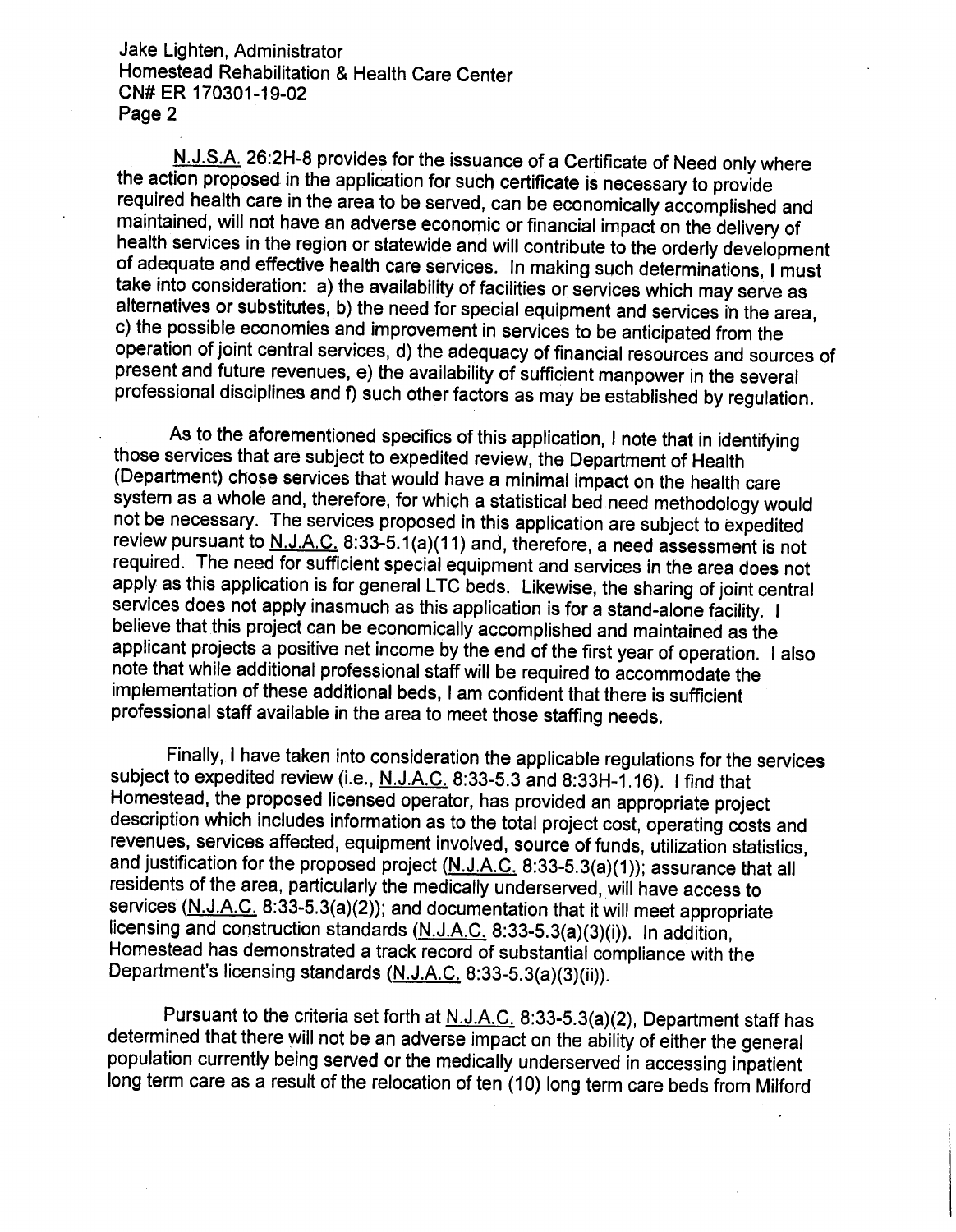Jake Lighten, Administrator
Homestead Rehabilitation & Health Care Center
CN# ER 170301-19-02
Page 2

N.J.S.A. 26:2H-8 provides for the issuance of a Certificate of Need only where the action proposed in the application for such certificate is necessary to provide required health care in the area to be served, can be economically accomplished and maintained, will not have an adverse economic or financial impact on the delivery of health services in the region or statewide and will contribute to the orderly development of adequate and effective health care services. In making such determinations, I must take into consideration: a) the availability of facilities or services which may serve as alternatives or substitutes, b) the need for special equipment and services in the area, c) the possible economies and improvement in services to be anticipated from the operation of joint central services, d) the adequacy of financial resources and sources of present and future revenues, e) the availability of sufficient manpower in the several professional disciplines and f) such other factors as may be established by regulation.

As to the aforementioned specifics of this application, I note that in identifying those services that are subject to expedited review, the Department of Health (Department) chose services that would have a minimal impact on the health care system as a whole and, therefore, for which a statistical bed need methodology would not be necessary. The services proposed in this application are subject to expedited review pursuant to N.J.A.C. 8:33-5.1(a)(11) and, therefore, a need assessment is not required. The need for sufficient special equipment and services in the area does not apply as this application is for general LTC beds. Likewise, the sharing of joint central services does not apply inasmuch as this application is for a stand-alone facility. I believe that this project can be economically accomplished and maintained as the applicant projects a positive net income by the end of the first year of operation. I also note that while additional professional staff will be required to accommodate the implementation of these additional beds, I am confident that there is sufficient professional staff available in the area to meet those staffing needs.

Finally, I have taken into consideration the applicable regulations for the services subject to expedited review (i.e., N.J.A.C. 8:33-5.3 and 8:33H-1.16). I find that Homestead, the proposed licensed operator, has provided an appropriate project description which includes information as to the total project cost, operating costs and revenues, services affected, equipment involved, source of funds, utilization statistics, and justification for the proposed project (N.J.A.C. 8:33-5.3(a)(1)); assurance that all residents of the area, particularly the medically underserved, will have access to services (N.J.A.C. 8:33-5.3(a)(2)); and documentation that it will meet appropriate licensing and construction standards (N.J.A.C. 8:33-5.3(a)(3)(i)). In addition, Homestead has demonstrated a track record of substantial compliance with the Department's licensing standards (N.J.A.C. 8:33-5.3(a)(3)(ii)).

Pursuant to the criteria set forth at N.J.A.C. 8:33-5.3(a)(2), Department staff has determined that there will not be an adverse impact on the ability of either the general population currently being served or the medically underserved in accessing inpatient long term care as a result of the relocation of ten (10) long term care beds from Milford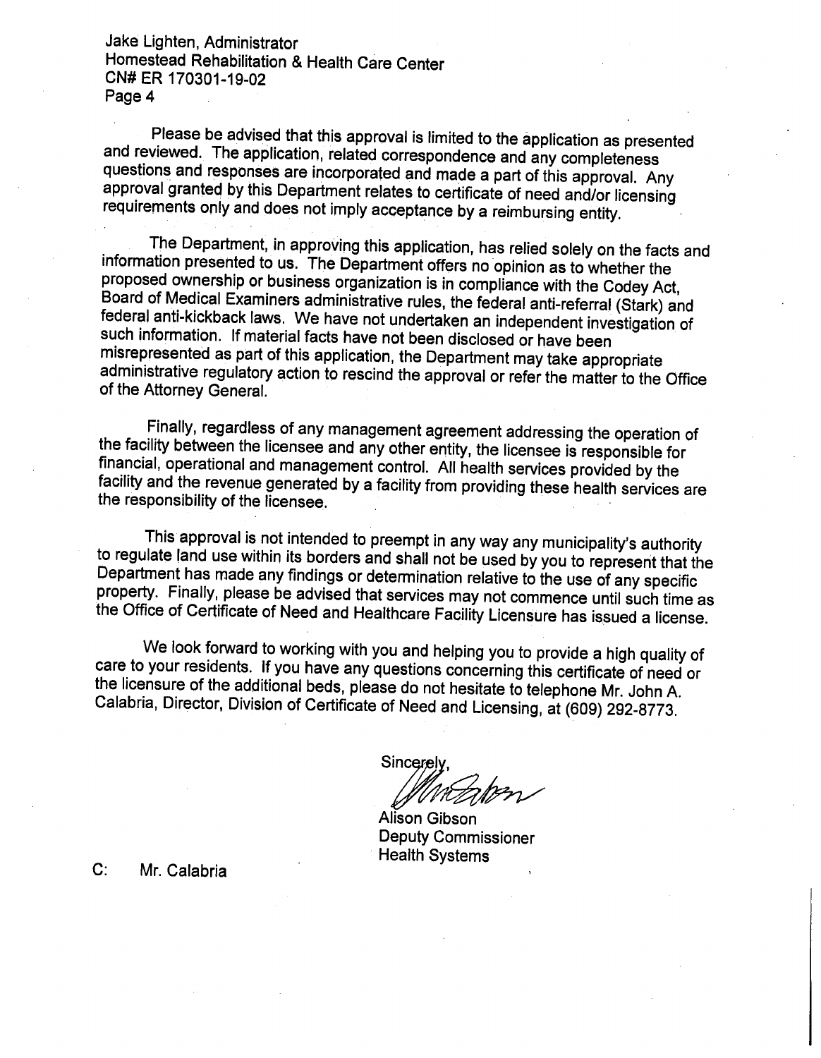Jake Lighten, Administrator
Homestead Rehabilitation & Health Care Center
CN# ER 170301-19-02
Page 4

Please be advised that this approval is limited to the application as presented and reviewed. The application, related correspondence and any completeness questions and responses are incorporated and made a part of this approval. Any approval granted by this Department relates to certificate of need and/or licensing requirements only and does not imply acceptance by a reimbursing entity.

The Department, in approving this application, has relied solely on the facts and information presented to us. The Department offers no opinion as to whether the proposed ownership or business organization is in compliance with the Codey Act, Board of Medical Examiners administrative rules, the federal anti-referral (Stark) and federal anti-kickback laws. We have not undertaken an independent investigation of such information. If material facts have not been disclosed or have been misrepresented as part of this application, the Department may take appropriate administrative regulatory action to rescind the approval or refer the matter to the Office of the Attorney General.

Finally, regardless of any management agreement addressing the operation of the facility between the licensee and any other entity, the licensee is responsible for financial, operational and management control. All health services provided by the facility and the revenue generated by a facility from providing these health services are the responsibility of the licensee.

This approval is not intended to preempt in any way any municipality's authority to regulate land use within its borders and shall not be used by you to represent that the Department has made any findings or determination relative to the use of any specific property. Finally, please be advised that services may not commence until such time as the Office of Certificate of Need and Healthcare Facility Licensure has issued a license.

We look forward to working with you and helping you to provide a high quality of care to your residents. If you have any questions concerning this certificate of need or the licensure of the additional beds, please do not hesitate to telephone Mr. John A. Calabria, Director, Division of Certificate of Need and Licensing, at (609) 292-8773.

Sincerely,

Alison Gibson
Deputy Commissioner
Health Systems

C: Mr. Calabria